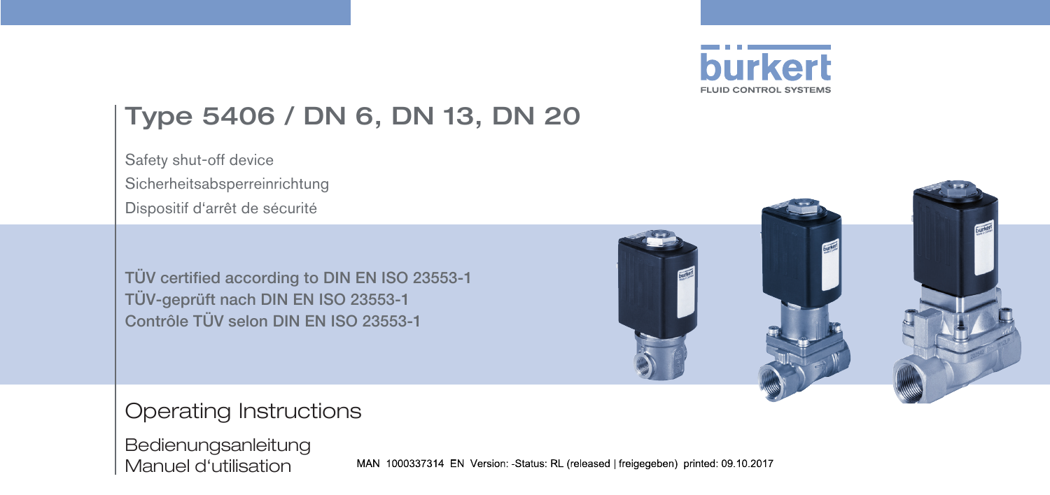# Type 5406 / DN 6, DN 13, DN 20

Safety shut-off device

Sicherheitsabsperreinrichtung

Dispositif d'arrêt de sécurité

**TÜV certified according to DIN EN ISO 23553-1**

**TÜV-geprüft nach DIN EN ISO 23553-1**

**Contrôle TÜV selon DIN EN ISO 23553-1**

## Operating Instructions

Bedienungsanleitung

Manuel d'utilisation

MAN 1000337314 EN Version: -Status: RL (released | freigegeben) printed: 09.10.2017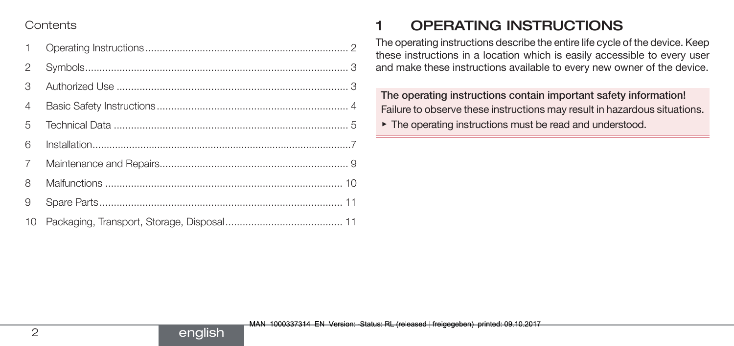Contents

| | | |
|---|---|---|
| 1 | Operating Instructions | 2 |
| 2 | Symbols | 3 |
| 3 | Authorized Use | 3 |
| 4 | Basic Safety Instructions | 4 |
| 5 | Technical Data | 5 |
| 6 | Installation | 7 |
| 7 | Maintenance and Repairs | 9 |
| 8 | Malfunctions | 10 |
| 9 | Spare Parts | 11 |
| 10 | Packaging, Transport, Storage, Disposal | 11 |

# 1 OPERATING INSTRUCTIONS

The operating instructions describe the entire life cycle of the device. Keep these instructions in a location which is easily accessible to every user and make these instructions available to every new owner of the device.

**The operating instructions contain important safety information!**

Failure to observe these instructions may result in hazardous situations.

- The operating instructions must be read and understood.

MAN 1000337314 EN Version: Status: RL (released | freigegeben) printed: 09.10.2017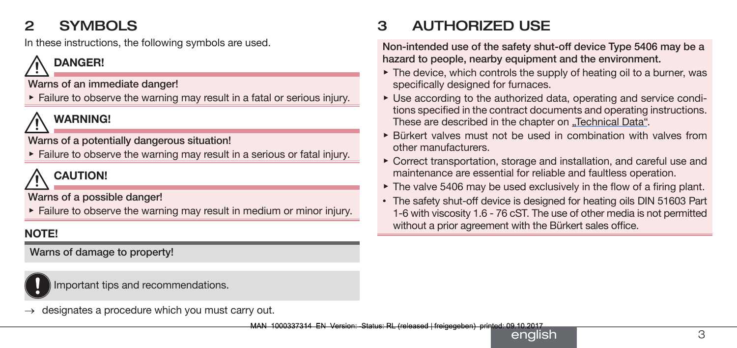# 2 SYMBOLS

In these instructions, the following symbols are used.

**DANGER!**

**Warns of an immediate danger!**

- Failure to observe the warning may result in a fatal or serious injury.

**WARNING!**

**Warns of a potentially dangerous situation!**

- Failure to observe the warning may result in a serious or fatal injury.

**CAUTION!**

**Warns of a possible danger!**

- Failure to observe the warning may result in medium or minor injury.

**NOTE!**

**Warns of damage to property!**

Important tips and recommendations.

→ designates a procedure which you must carry out.

# 3 AUTHORIZED USE

**Non-intended use of the safety shut-off device Type 5406 may be a hazard to people, nearby equipment and the environment.**

- The device, which controls the supply of heating oil to a burner, was specifically designed for furnaces.
- Use according to the authorized data, operating and service conditions specified in the contract documents and operating instructions. These are described in the chapter on „Technical Data".
- Bürkert valves must not be used in combination with valves from other manufacturers.
- Correct transportation, storage and installation, and careful use and maintenance are essential for reliable and faultless operation.
- The valve 5406 may be used exclusively in the flow of a firing plant.
- The safety shut-off device is designed for heating oils DIN 51603 Part 1-6 with viscosity 1.6 - 76 cST. The use of other media is not permitted without a prior agreement with the Bürkert sales office.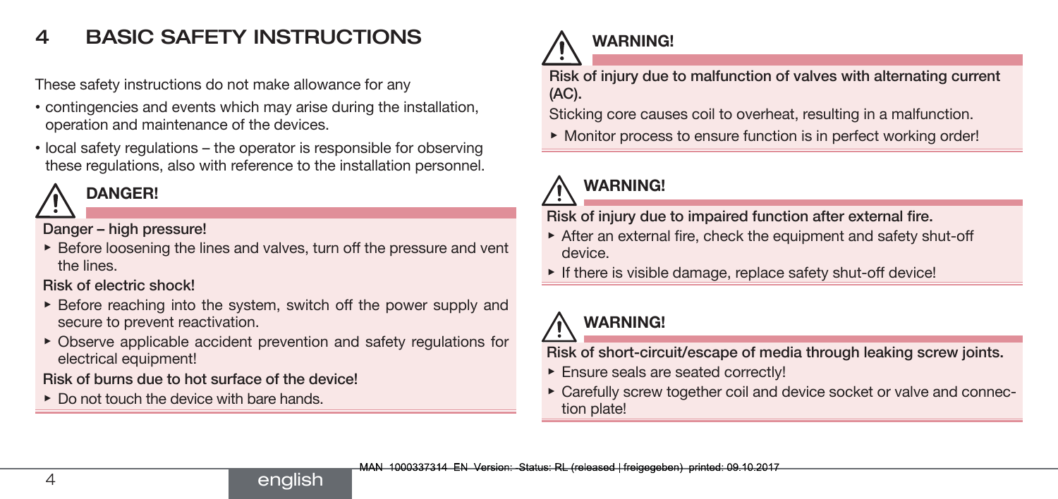# 4 BASIC SAFETY INSTRUCTIONS

These safety instructions do not make allowance for any

- contingencies and events which may arise during the installation, operation and maintenance of the devices.
- local safety regulations – the operator is responsible for observing these regulations, also with reference to the installation personnel.

**DANGER!**

**Danger – high pressure!**

- Before loosening the lines and valves, turn off the pressure and vent the lines.

**Risk of electric shock!**

- Before reaching into the system, switch off the power supply and secure to prevent reactivation.
- Observe applicable accident prevention and safety regulations for electrical equipment!

**Risk of burns due to hot surface of the device!**

- Do not touch the device with bare hands.

**WARNING!**

**Risk of injury due to malfunction of valves with alternating current (AC).**

Sticking core causes coil to overheat, resulting in a malfunction.

- Monitor process to ensure function is in perfect working order!

**WARNING!**

**Risk of injury due to impaired function after external fire.**

- After an external fire, check the equipment and safety shut-off device.
- If there is visible damage, replace safety shut-off device!

**WARNING!**

**Risk of short-circuit/escape of media through leaking screw joints.**

- Ensure seals are seated correctly!
- Carefully screw together coil and device socket or valve and connection plate!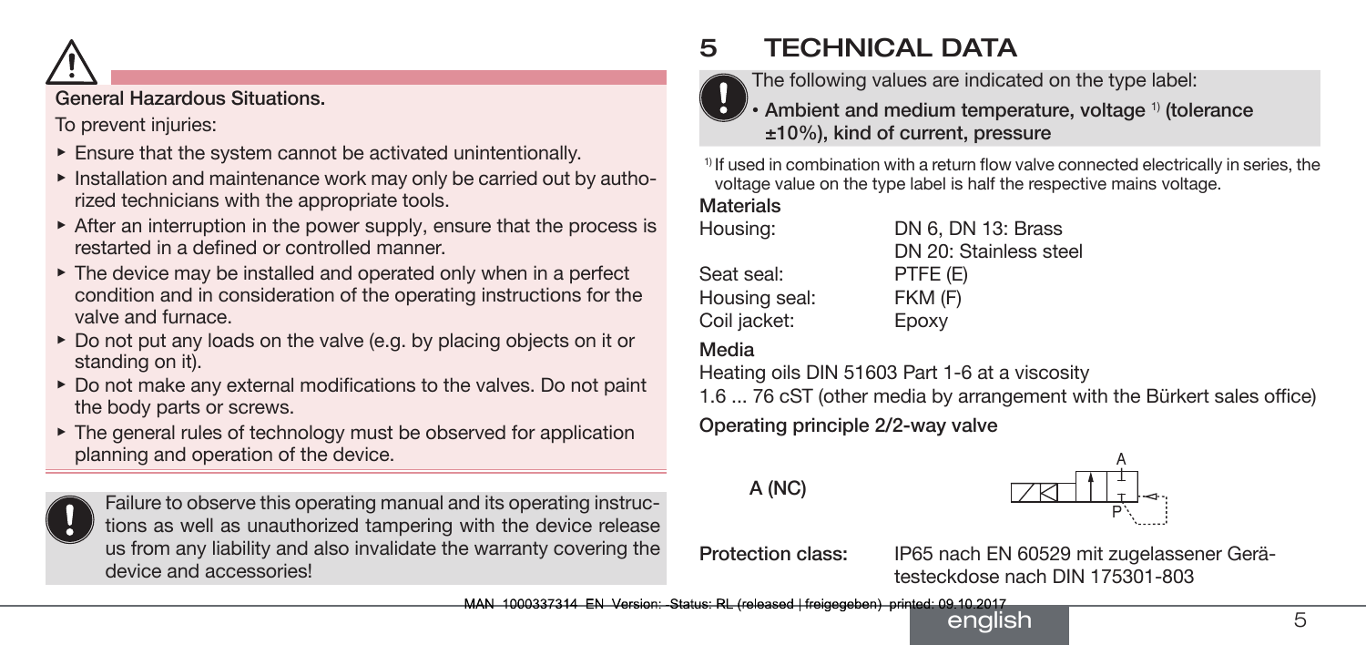**General Hazardous Situations.**

To prevent injuries:

- ► Ensure that the system cannot be activated unintentionally.
- ► Installation and maintenance work may only be carried out by authorized technicians with the appropriate tools.
- ► After an interruption in the power supply, ensure that the process is restarted in a defined or controlled manner.
- ► The device may be installed and operated only when in a perfect condition and in consideration of the operating instructions for the valve and furnace.
- ► Do not put any loads on the valve (e.g. by placing objects on it or standing on it).
- ► Do not make any external modifications to the valves. Do not paint the body parts or screws.
- ► The general rules of technology must be observed for application planning and operation of the device.

Failure to observe this operating manual and its operating instructions as well as unauthorized tampering with the device release us from any liability and also invalidate the warranty covering the device and accessories!

# 5 TECHNICAL DATA

The following values are indicated on the type label:

- **Ambient and medium temperature, voltage [1] (tolerance ±10%), kind of current, pressure**

[1] If used in combination with a return flow valve connected electrically in series, the voltage value on the type label is half the respective mains voltage.

**Materials**

| | |
|---|---|
| Housing: | DN 6, DN 13: Brass<br>DN 20: Stainless steel |
| Seat seal: | PTFE (E) |
| Housing seal: | FKM (F) |
| Coil jacket: | Epoxy |

**Media**

Heating oils DIN 51603 Part 1-6 at a viscosity
1.6 ... 76 cST (other media by arrangement with the Bürkert sales office)

**Operating principle 2/2-way valve**

**A (NC)**

A
P

**Protection class:** IP65 nach EN 60529 mit zugelassener Gerätesteckdose nach DIN 175301-803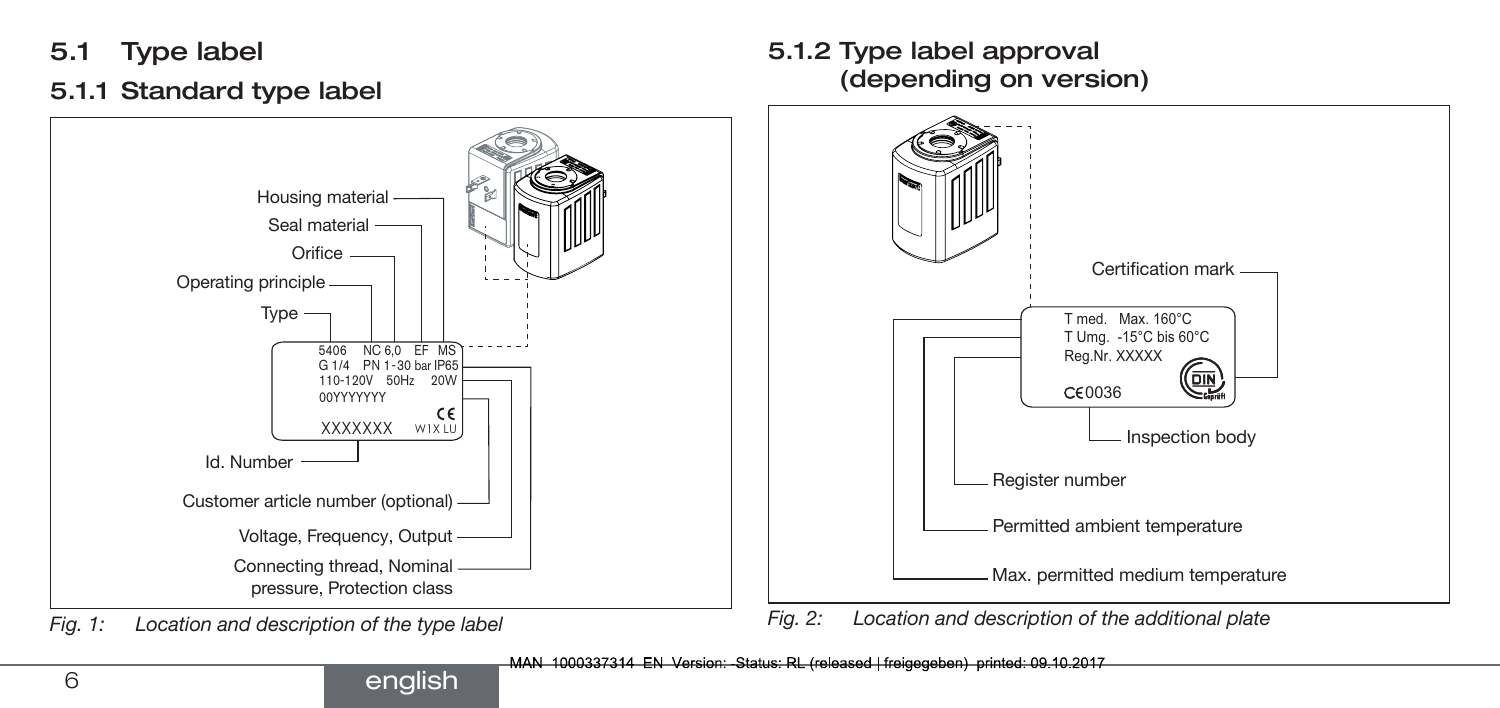## 5.1 Type label

### 5.1.1 Standard type label

Housing material

Seal material

Orifice

Operating principle

Type

5406 NC 6,0 EF MS
G 1/4 PN 1-30 bar IP65
110-120V 50Hz 20W
00YYYYYYY
CE
XXXXXXX W1X LU

Id. Number

Customer article number (optional)

Voltage, Frequency, Output

Connecting thread, Nominal pressure, Protection class

*Fig. 1: Location and description of the type label*

### 5.1.2 Type label approval (depending on version)

Certification mark

T med. Max. 160°C
T Umg. -15°C bis 60°C
Reg.Nr. XXXXX
CE0036

Inspection body

Register number

Permitted ambient temperature

Max. permitted medium temperature

*Fig. 2: Location and description of the additional plate*

MAN 1000337314 EN Version: Status: RL (released | freigegeben) printed: 09.10.2017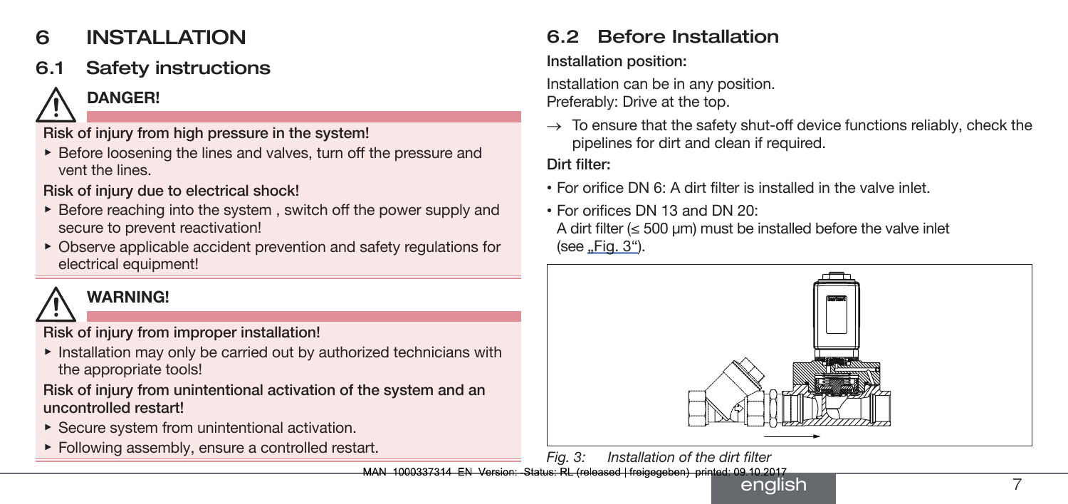# 6 INSTALLATION

## 6.1 Safety instructions

**DANGER!**

**Risk of injury from high pressure in the system!**

- Before loosening the lines and valves, turn off the pressure and vent the lines.

**Risk of injury due to electrical shock!**

- Before reaching into the system , switch off the power supply and secure to prevent reactivation!
- Observe applicable accident prevention and safety regulations for electrical equipment!

**WARNING!**

**Risk of injury from improper installation!**

- Installation may only be carried out by authorized technicians with the appropriate tools!

**Risk of injury from unintentional activation of the system and an uncontrolled restart!**

- Secure system from unintentional activation.
- Following assembly, ensure a controlled restart.

## 6.2 Before Installation

**Installation position:**

Installation can be in any position.
Preferably: Drive at the top.

→ To ensure that the safety shut-off device functions reliably, check the pipelines for dirt and clean if required.

**Dirt filter:**

- For orifice DN 6: A dirt filter is installed in the valve inlet.
- For orifices DN 13 and DN 20:
  A dirt filter (≤ 500 µm) must be installed before the valve inlet (see „Fig. 3").

*Fig. 3: Installation of the dirt filter*

MAN 1000337314 EN Version: Status: RL (released | freigegeben) printed: 09.10.2017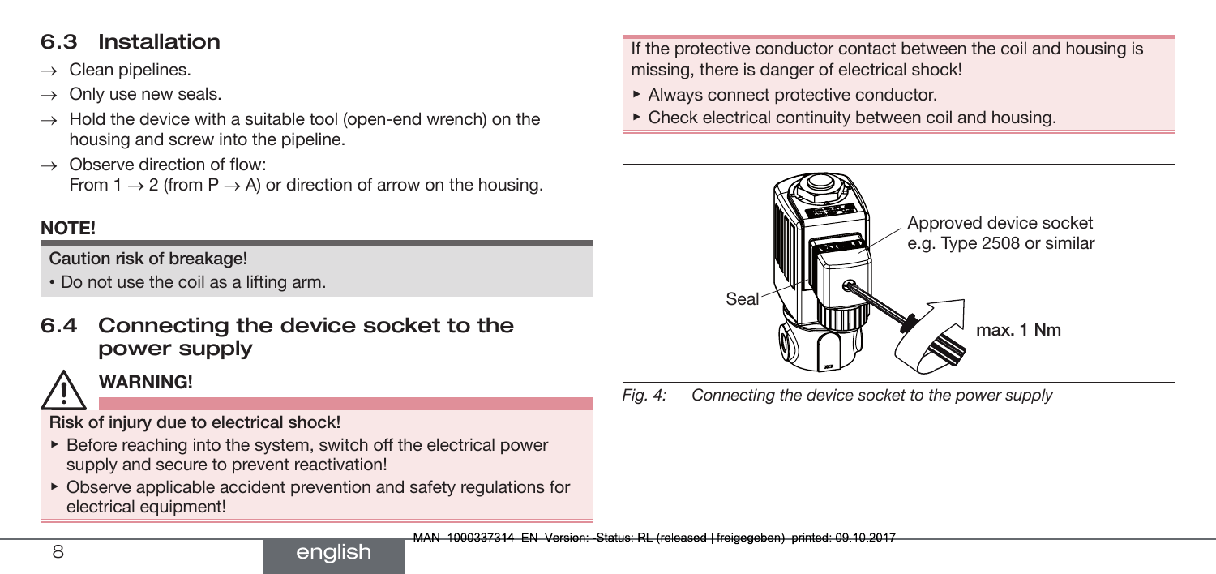## 6.3 Installation

→ Clean pipelines.

→ Only use new seals.

→ Hold the device with a suitable tool (open-end wrench) on the housing and screw into the pipeline.

→ Observe direction of flow:
From 1 → 2 (from P → A) or direction of arrow on the housing.

**NOTE!**

**Caution risk of breakage!**

- Do not use the coil as a lifting arm.

## 6.4 Connecting the device socket to the power supply

**WARNING!**

**Risk of injury due to electrical shock!**

- Before reaching into the system, switch off the electrical power supply and secure to prevent reactivation!
- Observe applicable accident prevention and safety regulations for electrical equipment!

If the protective conductor contact between the coil and housing is missing, there is danger of electrical shock!

- Always connect protective conductor.
- Check electrical continuity between coil and housing.

Approved device socket e.g. Type 2508 or similar

Seal

max. 1 Nm

*Fig. 4: Connecting the device socket to the power supply*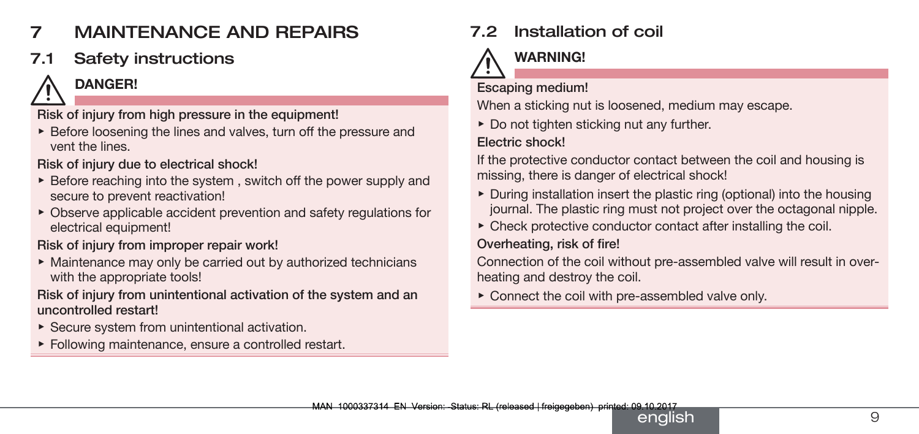# 7 MAINTENANCE AND REPAIRS

## 7.1 Safety instructions

**DANGER!**

**Risk of injury from high pressure in the equipment!**

- Before loosening the lines and valves, turn off the pressure and vent the lines.

**Risk of injury due to electrical shock!**

- Before reaching into the system , switch off the power supply and secure to prevent reactivation!
- Observe applicable accident prevention and safety regulations for electrical equipment!

**Risk of injury from improper repair work!**

- Maintenance may only be carried out by authorized technicians with the appropriate tools!

**Risk of injury from unintentional activation of the system and an uncontrolled restart!**

- Secure system from unintentional activation.
- Following maintenance, ensure a controlled restart.

## 7.2 Installation of coil

**WARNING!**

**Escaping medium!**

When a sticking nut is loosened, medium may escape.

- Do not tighten sticking nut any further.

**Electric shock!**

If the protective conductor contact between the coil and housing is missing, there is danger of electrical shock!

- During installation insert the plastic ring (optional) into the housing journal. The plastic ring must not project over the octagonal nipple.
- Check protective conductor contact after installing the coil.

**Overheating, risk of fire!**

Connection of the coil without pre-assembled valve will result in overheating and destroy the coil.

- Connect the coil with pre-assembled valve only.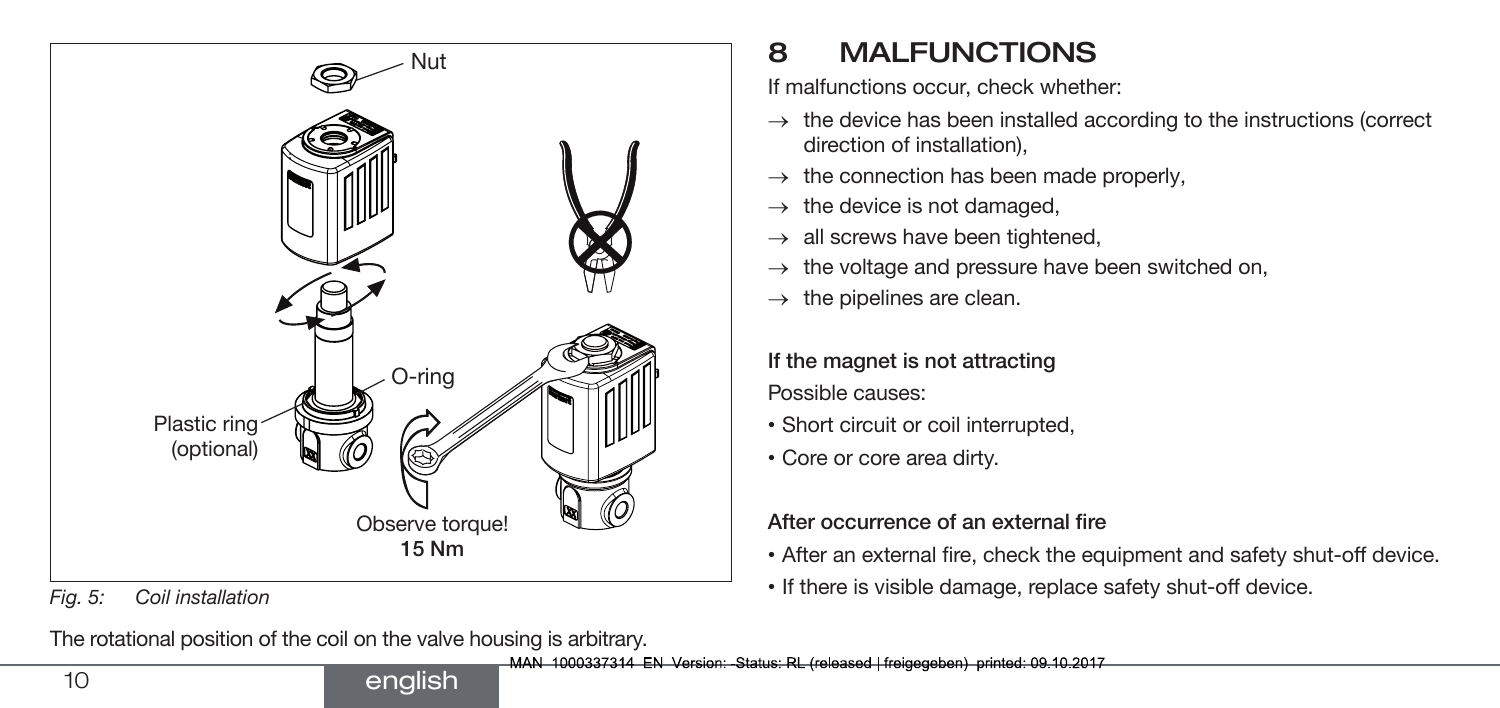Nut

O-ring

Plastic ring (optional)

Observe torque!
15 Nm

*Fig. 5: Coil installation*

The rotational position of the coil on the valve housing is arbitrary.

# 8 MALFUNCTIONS

If malfunctions occur, check whether:

→ the device has been installed according to the instructions (correct direction of installation),

→ the connection has been made properly,

→ the device is not damaged,

→ all screws have been tightened,

→ the voltage and pressure have been switched on,

→ the pipelines are clean.

### If the magnet is not attracting

Possible causes:

- Short circuit or coil interrupted,
- Core or core area dirty.

### After occurrence of an external fire

- After an external fire, check the equipment and safety shut-off device.
- If there is visible damage, replace safety shut-off device.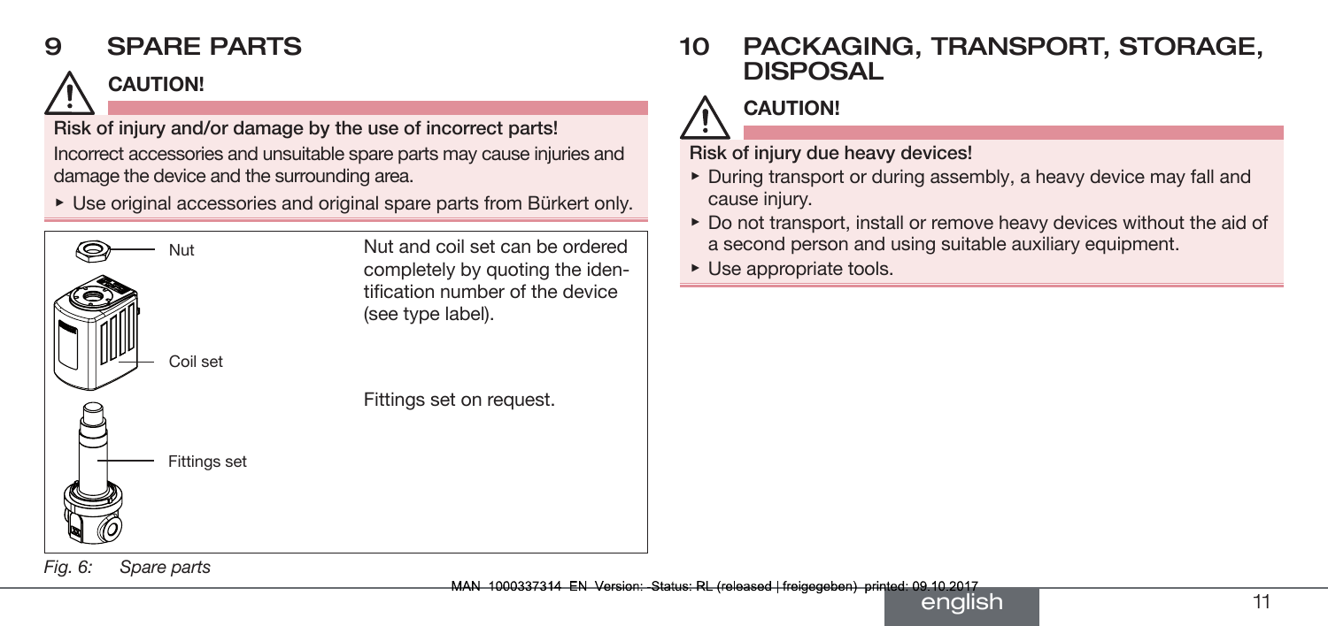# 9 SPARE PARTS

**CAUTION!**

**Risk of injury and/or damage by the use of incorrect parts!**

Incorrect accessories and unsuitable spare parts may cause injuries and damage the device and the surrounding area.

- Use original accessories and original spare parts from Bürkert only.

Nut

Coil set

Fittings set

Nut and coil set can be ordered completely by quoting the identification number of the device (see type label).

Fittings set on request.

*Fig. 6: Spare parts*

# 10 PACKAGING, TRANSPORT, STORAGE, DISPOSAL

**CAUTION!**

**Risk of injury due heavy devices!**

- During transport or during assembly, a heavy device may fall and cause injury.
- Do not transport, install or remove heavy devices without the aid of a second person and using suitable auxiliary equipment.
- Use appropriate tools.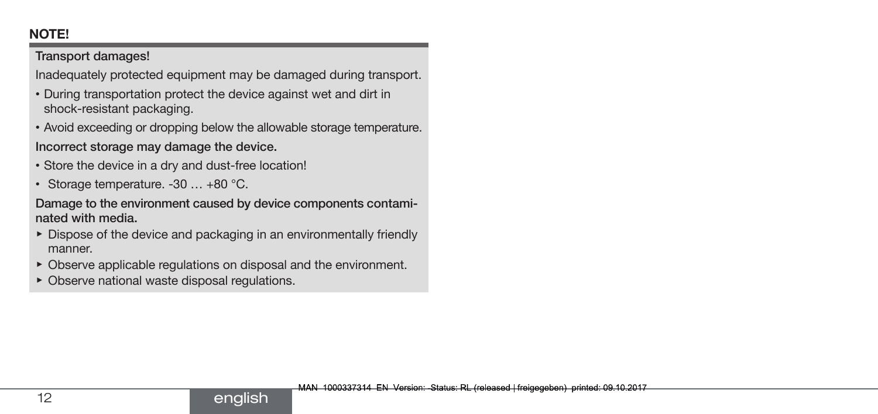**NOTE!**

**Transport damages!**

Inadequately protected equipment may be damaged during transport.

- During transportation protect the device against wet and dirt in shock-resistant packaging.
- Avoid exceeding or dropping below the allowable storage temperature.

**Incorrect storage may damage the device.**

- Store the device in a dry and dust-free location!
- Storage temperature. -30 … +80 °C.

**Damage to the environment caused by device components contaminated with media.**

- ▸ Dispose of the device and packaging in an environmentally friendly manner.
- ▸ Observe applicable regulations on disposal and the environment.
- ▸ Observe national waste disposal regulations.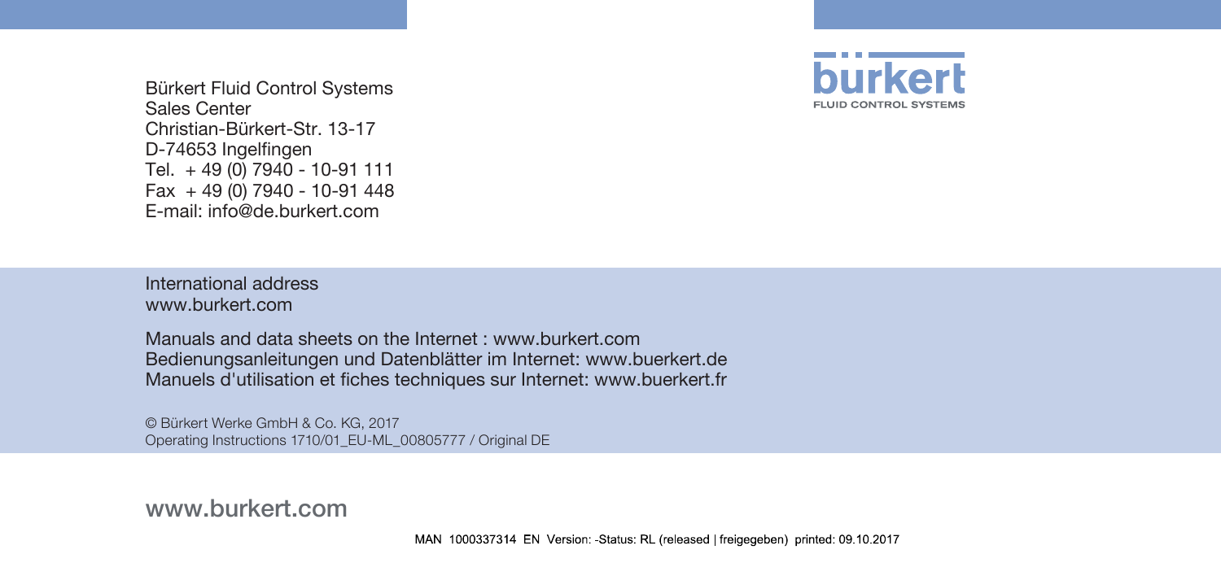Bürkert Fluid Control Systems
Sales Center
Christian-Bürkert-Str. 13-17
D-74653 Ingelfingen
Tel. + 49 (0) 7940 - 10-91 111
Fax + 49 (0) 7940 - 10-91 448
E-mail: info@de.burkert.com

bürkert
FLUID CONTROL SYSTEMS

International address
www.burkert.com

Manuals and data sheets on the Internet : www.burkert.com
Bedienungsanleitungen und Datenblätter im Internet: www.buerkert.de
Manuels d'utilisation et fiches techniques sur Internet: www.buerkert.fr

© Bürkert Werke GmbH & Co. KG, 2017
Operating Instructions 1710/01_EU-ML_00805777 / Original DE

www.burkert.com

MAN 1000337314 EN Version: -Status: RL (released | freigegeben) printed: 09.10.2017